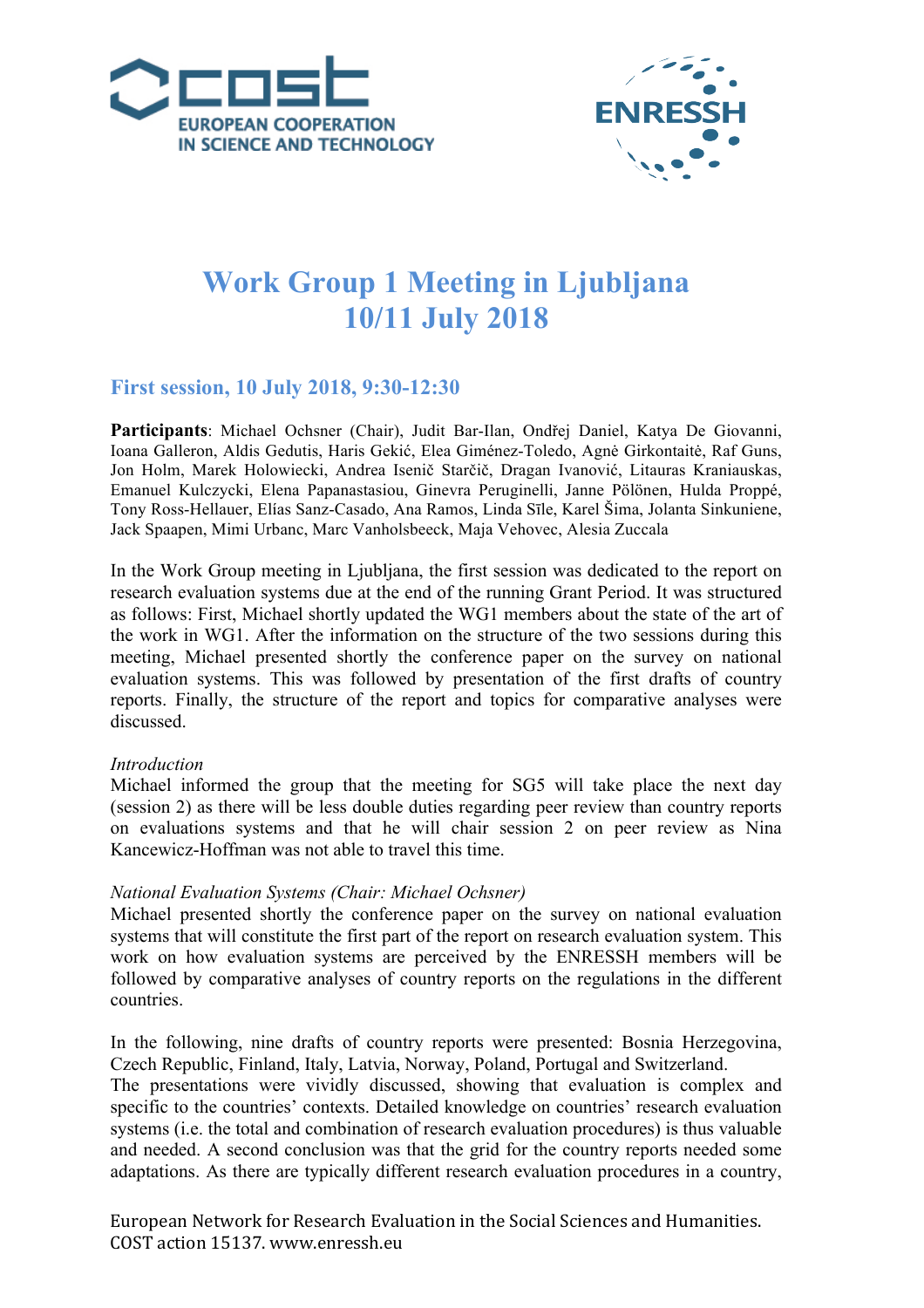# Work Group 1 Meeting in Ljubljana 10/11 July 2018

## First session, 10 July 2018, 9:30-12:30

**Participants**: Michael Ochsner (Chair), Judit Bar-Ilan, Ondřej Daniel, Katya De Giovanni, Ioana Galleron, Aldis Gedutis, Haris Gekić, Elea Giménez-Toledo, Agnė Girkontaitė, Raf Guns, Jon Holm, Marek Holowiecki, Andrea Isenič Starčič, Dragan Ivanović, Litauras Kraniauskas, Emanuel Kulczycki, Elena Papanastasiou, Ginevra Peruginelli, Janne Pölönen, Hulda Proppé, Tony Ross-Hellauer, Elías Sanz-Casado, Ana Ramos, Linda Sīle, Karel Šima, Jolanta Sinkuniene, Jack Spaapen, Mimi Urbanc, Marc Vanholsbeeck, Maja Vehovec, Alesia Zuccala

In the Work Group meeting in Ljubljana, the first session was dedicated to the report on research evaluation systems due at the end of the running Grant Period. It was structured as follows: First, Michael shortly updated the WG1 members about the state of the art of the work in WG1. After the information on the structure of the two sessions during this meeting, Michael presented shortly the conference paper on the survey on national evaluation systems. This was followed by presentation of the first drafts of country reports. Finally, the structure of the report and topics for comparative analyses were discussed.

*Introduction*
Michael informed the group that the meeting for SG5 will take place the next day (session 2) as there will be less double duties regarding peer review than country reports on evaluations systems and that he will chair session 2 on peer review as Nina Kancewicz-Hoffman was not able to travel this time.

*National Evaluation Systems (Chair: Michael Ochsner)*
Michael presented shortly the conference paper on the survey on national evaluation systems that will constitute the first part of the report on research evaluation system. This work on how evaluation systems are perceived by the ENRESSH members will be followed by comparative analyses of country reports on the regulations in the different countries.

In the following, nine drafts of country reports were presented: Bosnia Herzegovina, Czech Republic, Finland, Italy, Latvia, Norway, Poland, Portugal and Switzerland.
The presentations were vividly discussed, showing that evaluation is complex and specific to the countries' contexts. Detailed knowledge on countries' research evaluation systems (i.e. the total and combination of research evaluation procedures) is thus valuable and needed. A second conclusion was that the grid for the country reports needed some adaptations. As there are typically different research evaluation procedures in a country,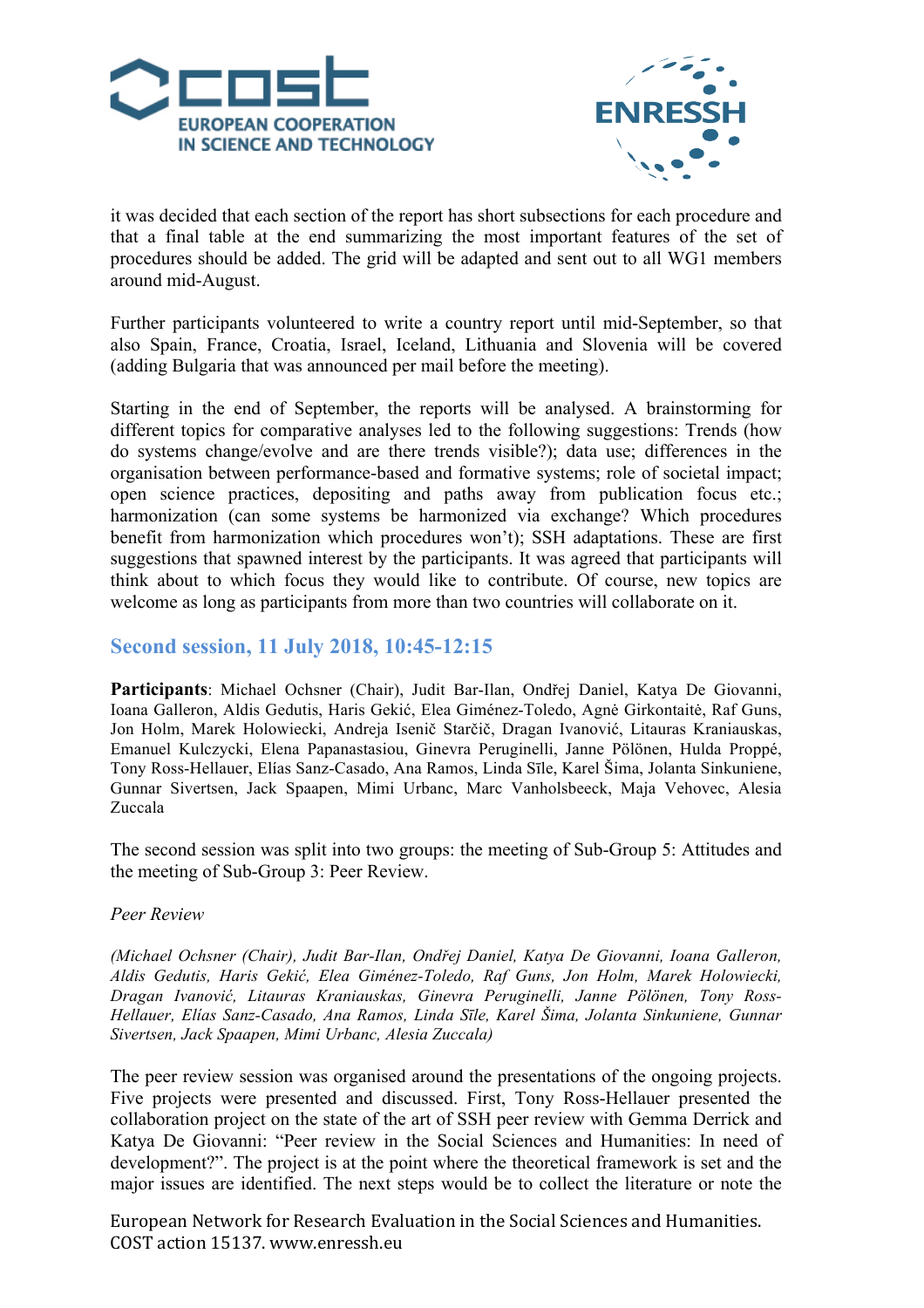it was decided that each section of the report has short subsections for each procedure and that a final table at the end summarizing the most important features of the set of procedures should be added. The grid will be adapted and sent out to all WG1 members around mid-August.

Further participants volunteered to write a country report until mid-September, so that also Spain, France, Croatia, Israel, Iceland, Lithuania and Slovenia will be covered (adding Bulgaria that was announced per mail before the meeting).

Starting in the end of September, the reports will be analysed. A brainstorming for different topics for comparative analyses led to the following suggestions: Trends (how do systems change/evolve and are there trends visible?); data use; differences in the organisation between performance-based and formative systems; role of societal impact; open science practices, depositing and paths away from publication focus etc.; harmonization (can some systems be harmonized via exchange? Which procedures benefit from harmonization which procedures won't); SSH adaptations. These are first suggestions that spawned interest by the participants. It was agreed that participants will think about to which focus they would like to contribute. Of course, new topics are welcome as long as participants from more than two countries will collaborate on it.

## Second session, 11 July 2018, 10:45-12:15

**Participants**: Michael Ochsner (Chair), Judit Bar-Ilan, Ondřej Daniel, Katya De Giovanni, Ioana Galleron, Aldis Gedutis, Haris Gekić, Elea Giménez-Toledo, Agnė Girkontaitė, Raf Guns, Jon Holm, Marek Holowiecki, Andreja Isenič Starčič, Dragan Ivanović, Litauras Kraniauskas, Emanuel Kulczycki, Elena Papanastasiou, Ginevra Peruginelli, Janne Pölönen, Hulda Proppé, Tony Ross-Hellauer, Elías Sanz-Casado, Ana Ramos, Linda Sīle, Karel Šima, Jolanta Sinkuniene, Gunnar Sivertsen, Jack Spaapen, Mimi Urbanc, Marc Vanholsbeeck, Maja Vehovec, Alesia Zuccala

The second session was split into two groups: the meeting of Sub-Group 5: Attitudes and the meeting of Sub-Group 3: Peer Review.

*Peer Review*

*(Michael Ochsner (Chair), Judit Bar-Ilan, Ondřej Daniel, Katya De Giovanni, Ioana Galleron, Aldis Gedutis, Haris Gekić, Elea Giménez-Toledo, Raf Guns, Jon Holm, Marek Holowiecki, Dragan Ivanović, Litauras Kraniauskas, Ginevra Peruginelli, Janne Pölönen, Tony Ross-Hellauer, Elías Sanz-Casado, Ana Ramos, Linda Sīle, Karel Šima, Jolanta Sinkuniene, Gunnar Sivertsen, Jack Spaapen, Mimi Urbanc, Alesia Zuccala)*

The peer review session was organised around the presentations of the ongoing projects. Five projects were presented and discussed. First, Tony Ross-Hellauer presented the collaboration project on the state of the art of SSH peer review with Gemma Derrick and Katya De Giovanni: "Peer review in the Social Sciences and Humanities: In need of development?". The project is at the point where the theoretical framework is set and the major issues are identified. The next steps would be to collect the literature or note the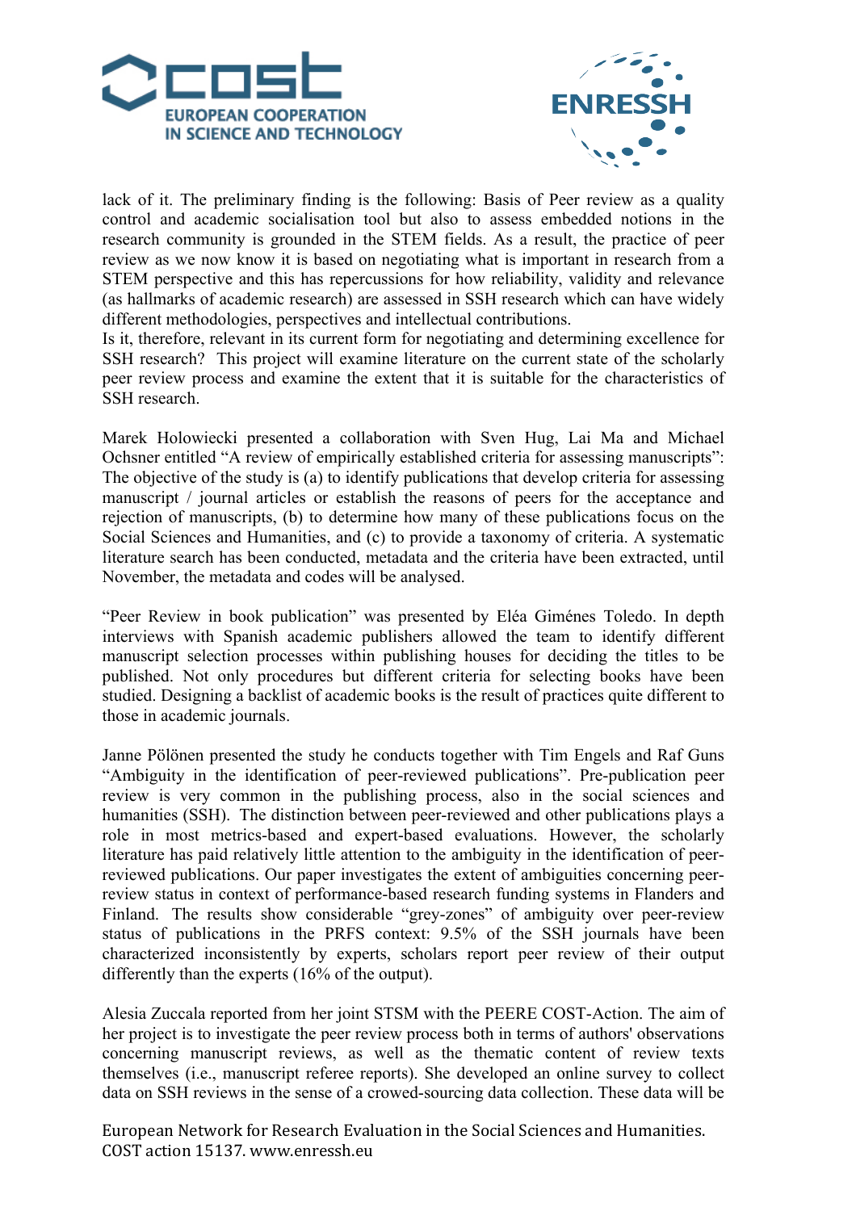lack of it. The preliminary finding is the following: Basis of Peer review as a quality control and academic socialisation tool but also to assess embedded notions in the research community is grounded in the STEM fields. As a result, the practice of peer review as we now know it is based on negotiating what is important in research from a STEM perspective and this has repercussions for how reliability, validity and relevance (as hallmarks of academic research) are assessed in SSH research which can have widely different methodologies, perspectives and intellectual contributions.

Is it, therefore, relevant in its current form for negotiating and determining excellence for SSH research? This project will examine literature on the current state of the scholarly peer review process and examine the extent that it is suitable for the characteristics of SSH research.

Marek Holowiecki presented a collaboration with Sven Hug, Lai Ma and Michael Ochsner entitled "A review of empirically established criteria for assessing manuscripts": The objective of the study is (a) to identify publications that develop criteria for assessing manuscript / journal articles or establish the reasons of peers for the acceptance and rejection of manuscripts, (b) to determine how many of these publications focus on the Social Sciences and Humanities, and (c) to provide a taxonomy of criteria. A systematic literature search has been conducted, metadata and the criteria have been extracted, until November, the metadata and codes will be analysed.

"Peer Review in book publication" was presented by Eléa Giménes Toledo. In depth interviews with Spanish academic publishers allowed the team to identify different manuscript selection processes within publishing houses for deciding the titles to be published. Not only procedures but different criteria for selecting books have been studied. Designing a backlist of academic books is the result of practices quite different to those in academic journals.

Janne Pölönen presented the study he conducts together with Tim Engels and Raf Guns "Ambiguity in the identification of peer-reviewed publications". Pre-publication peer review is very common in the publishing process, also in the social sciences and humanities (SSH). The distinction between peer-reviewed and other publications plays a role in most metrics-based and expert-based evaluations. However, the scholarly literature has paid relatively little attention to the ambiguity in the identification of peer-reviewed publications. Our paper investigates the extent of ambiguities concerning peer-review status in context of performance-based research funding systems in Flanders and Finland. The results show considerable "grey-zones" of ambiguity over peer-review status of publications in the PRFS context: 9.5% of the SSH journals have been characterized inconsistently by experts, scholars report peer review of their output differently than the experts (16% of the output).

Alesia Zuccala reported from her joint STSM with the PEERE COST-Action. The aim of her project is to investigate the peer review process both in terms of authors' observations concerning manuscript reviews, as well as the thematic content of review texts themselves (i.e., manuscript referee reports). She developed an online survey to collect data on SSH reviews in the sense of a crowed-sourcing data collection. These data will be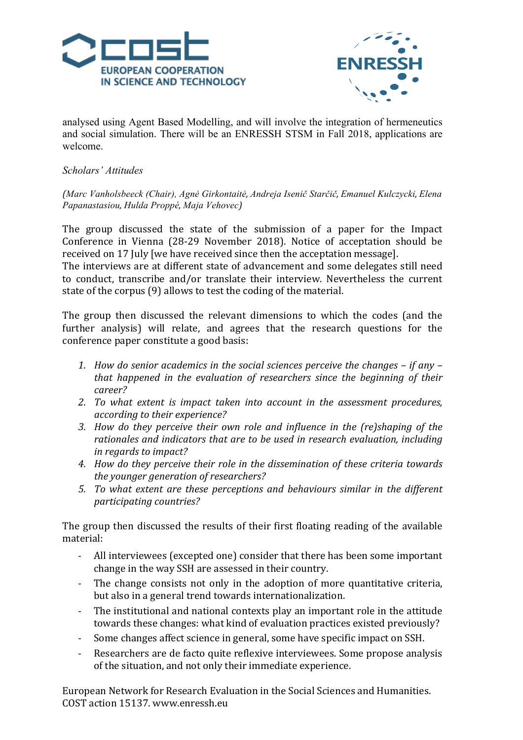analysed using Agent Based Modelling, and will involve the integration of hermeneutics and social simulation. There will be an ENRESSH STSM in Fall 2018, applications are welcome.

*Scholars' Attitudes*

*(Marc Vanholsbeeck (Chair), Agnė Girkontaitė, Andreja Isenič Starčič, Emanuel Kulczycki, Elena Papanastasiou, Hulda Proppé, Maja Vehovec)*

The group discussed the state of the submission of a paper for the Impact Conference in Vienna (28-29 November 2018). Notice of acceptation should be received on 17 July [we have received since then the acceptation message].
The interviews are at different state of advancement and some delegates still need to conduct, transcribe and/or translate their interview. Nevertheless the current state of the corpus (9) allows to test the coding of the material.

The group then discussed the relevant dimensions to which the codes (and the further analysis) will relate, and agrees that the research questions for the conference paper constitute a good basis:

1. *How do senior academics in the social sciences perceive the changes – if any – that happened in the evaluation of researchers since the beginning of their career?*
2. *To what extent is impact taken into account in the assessment procedures, according to their experience?*
3. *How do they perceive their own role and influence in the (re)shaping of the rationales and indicators that are to be used in research evaluation, including in regards to impact?*
4. *How do they perceive their role in the dissemination of these criteria towards the younger generation of researchers?*
5. *To what extent are these perceptions and behaviours similar in the different participating countries?*

The group then discussed the results of their first floating reading of the available material:

- All interviewees (excepted one) consider that there has been some important change in the way SSH are assessed in their country.
- The change consists not only in the adoption of more quantitative criteria, but also in a general trend towards internationalization.
- The institutional and national contexts play an important role in the attitude towards these changes: what kind of evaluation practices existed previously?
- Some changes affect science in general, some have specific impact on SSH.
- Researchers are de facto quite reflexive interviewees. Some propose analysis of the situation, and not only their immediate experience.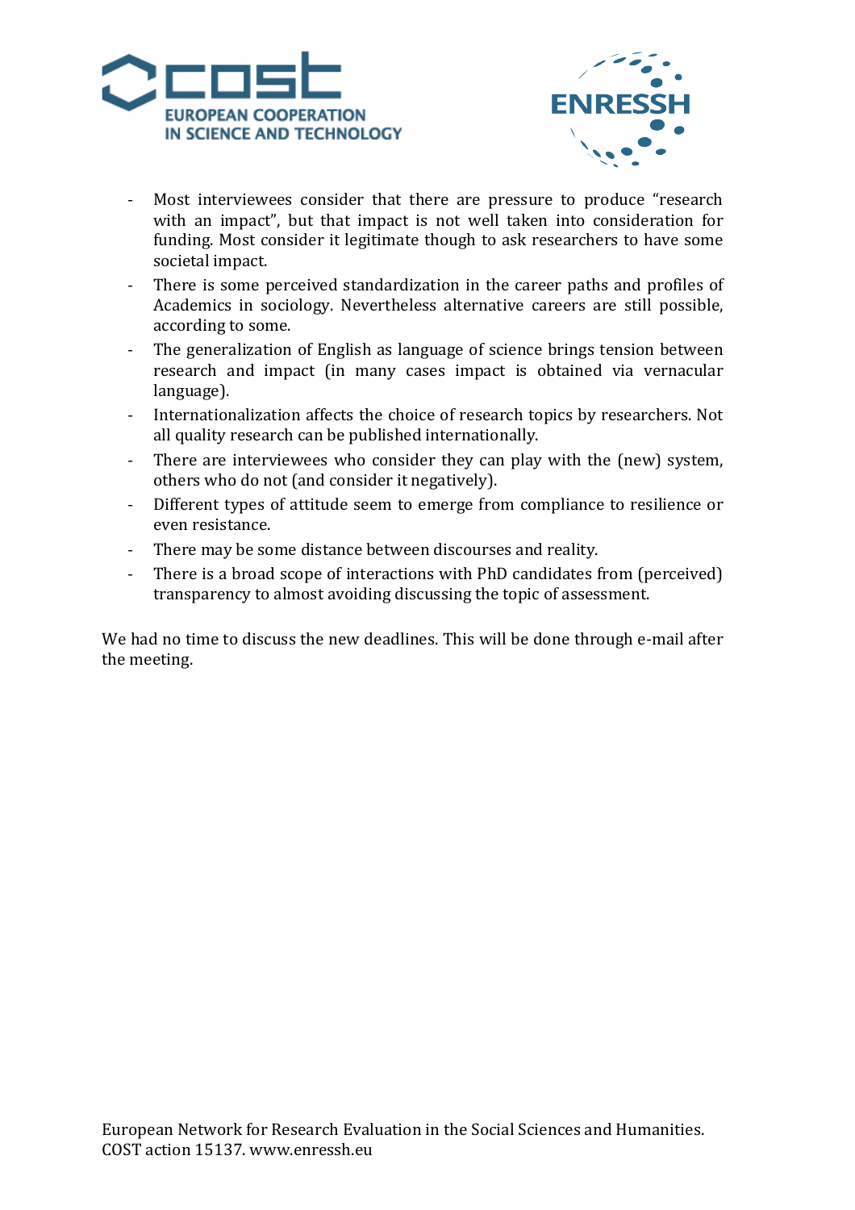- Most interviewees consider that there are pressure to produce “research with an impact”, but that impact is not well taken into consideration for funding. Most consider it legitimate though to ask researchers to have some societal impact.
- There is some perceived standardization in the career paths and profiles of Academics in sociology. Nevertheless alternative careers are still possible, according to some.
- The generalization of English as language of science brings tension between research and impact (in many cases impact is obtained via vernacular language).
- Internationalization affects the choice of research topics by researchers. Not all quality research can be published internationally.
- There are interviewees who consider they can play with the (new) system, others who do not (and consider it negatively).
- Different types of attitude seem to emerge from compliance to resilience or even resistance.
- There may be some distance between discourses and reality.
- There is a broad scope of interactions with PhD candidates from (perceived) transparency to almost avoiding discussing the topic of assessment.

We had no time to discuss the new deadlines. This will be done through e-mail after the meeting.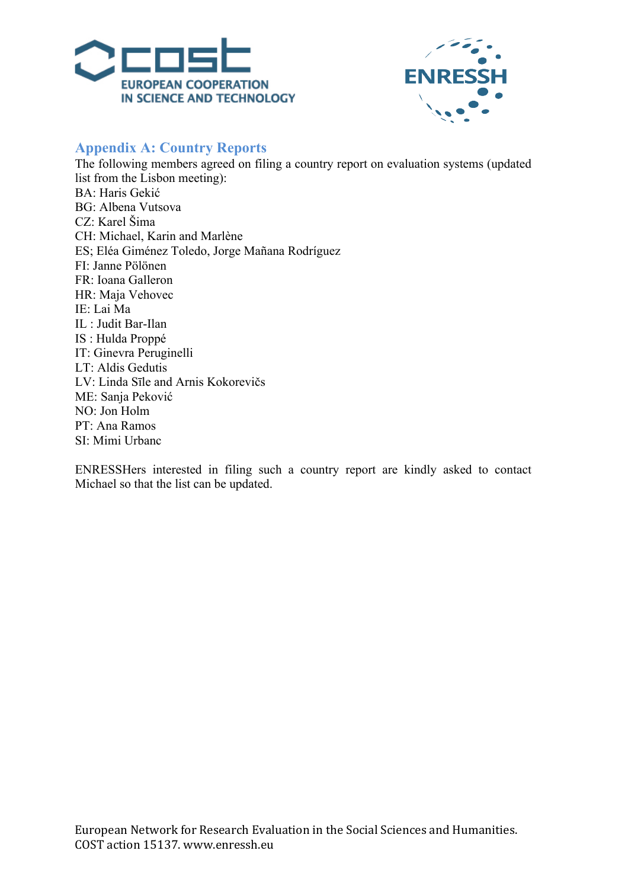## Appendix A: Country Reports

The following members agreed on filing a country report on evaluation systems (updated list from the Lisbon meeting):

BA: Haris Gekić
BG: Albena Vutsova
CZ: Karel Šima
CH: Michael, Karin and Marlène
ES; Eléa Giménez Toledo, Jorge Mañana Rodríguez
FI: Janne Pölönen
FR: Ioana Galleron
HR: Maja Vehovec
IE: Lai Ma
IL : Judit Bar-Ilan
IS : Hulda Proppé
IT: Ginevra Peruginelli
LT: Aldis Gedutis
LV: Linda Sīle and Arnis Kokorevičs
ME: Sanja Peković
NO: Jon Holm
PT: Ana Ramos
SI: Mimi Urbanc

ENRESSHers interested in filing such a country report are kindly asked to contact Michael so that the list can be updated.